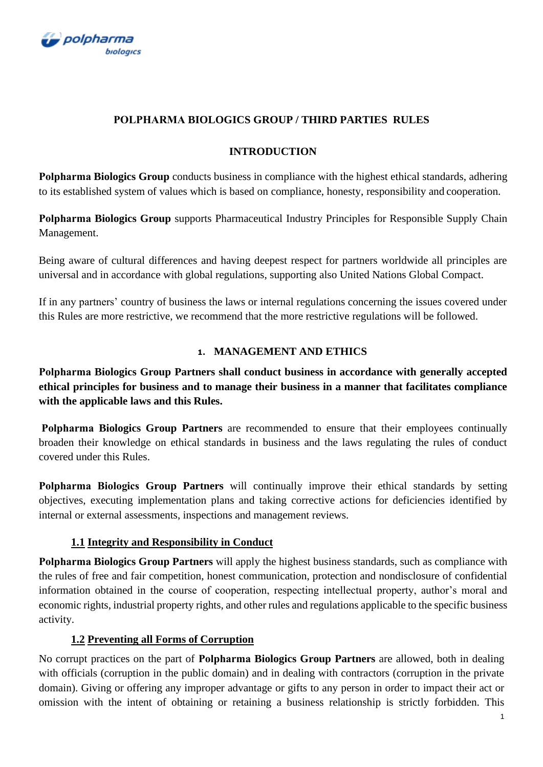# POLPHARMA BIOLOGICS GROUP / THIRD PARTIES RULES

## INTRODUCTION

**Polpharma Biologics Group** conducts business in compliance with the highest ethical standards, adhering to its established system of values which is based on compliance, honesty, responsibility and cooperation.

**Polpharma Biologics Group** supports Pharmaceutical Industry Principles for Responsible Supply Chain Management.

Being aware of cultural differences and having deepest respect for partners worldwide all principles are universal and in accordance with global regulations, supporting also United Nations Global Compact.

If in any partners' country of business the laws or internal regulations concerning the issues covered under this Rules are more restrictive, we recommend that the more restrictive regulations will be followed.

## 1. MANAGEMENT AND ETHICS

**Polpharma Biologics Group Partners shall conduct business in accordance with generally accepted ethical principles for business and to manage their business in a manner that facilitates compliance with the applicable laws and this Rules.**

**Polpharma Biologics Group Partners** are recommended to ensure that their employees continually broaden their knowledge on ethical standards in business and the laws regulating the rules of conduct covered under this Rules.

**Polpharma Biologics Group Partners** will continually improve their ethical standards by setting objectives, executing implementation plans and taking corrective actions for deficiencies identified by internal or external assessments, inspections and management reviews.

### 1.1 Integrity and Responsibility in Conduct

**Polpharma Biologics Group Partners** will apply the highest business standards, such as compliance with the rules of free and fair competition, honest communication, protection and nondisclosure of confidential information obtained in the course of cooperation, respecting intellectual property, author's moral and economic rights, industrial property rights, and other rules and regulations applicable to the specific business activity.

### 1.2 Preventing all Forms of Corruption

No corrupt practices on the part of **Polpharma Biologics Group Partners** are allowed, both in dealing with officials (corruption in the public domain) and in dealing with contractors (corruption in the private domain). Giving or offering any improper advantage or gifts to any person in order to impact their act or omission with the intent of obtaining or retaining a business relationship is strictly forbidden. This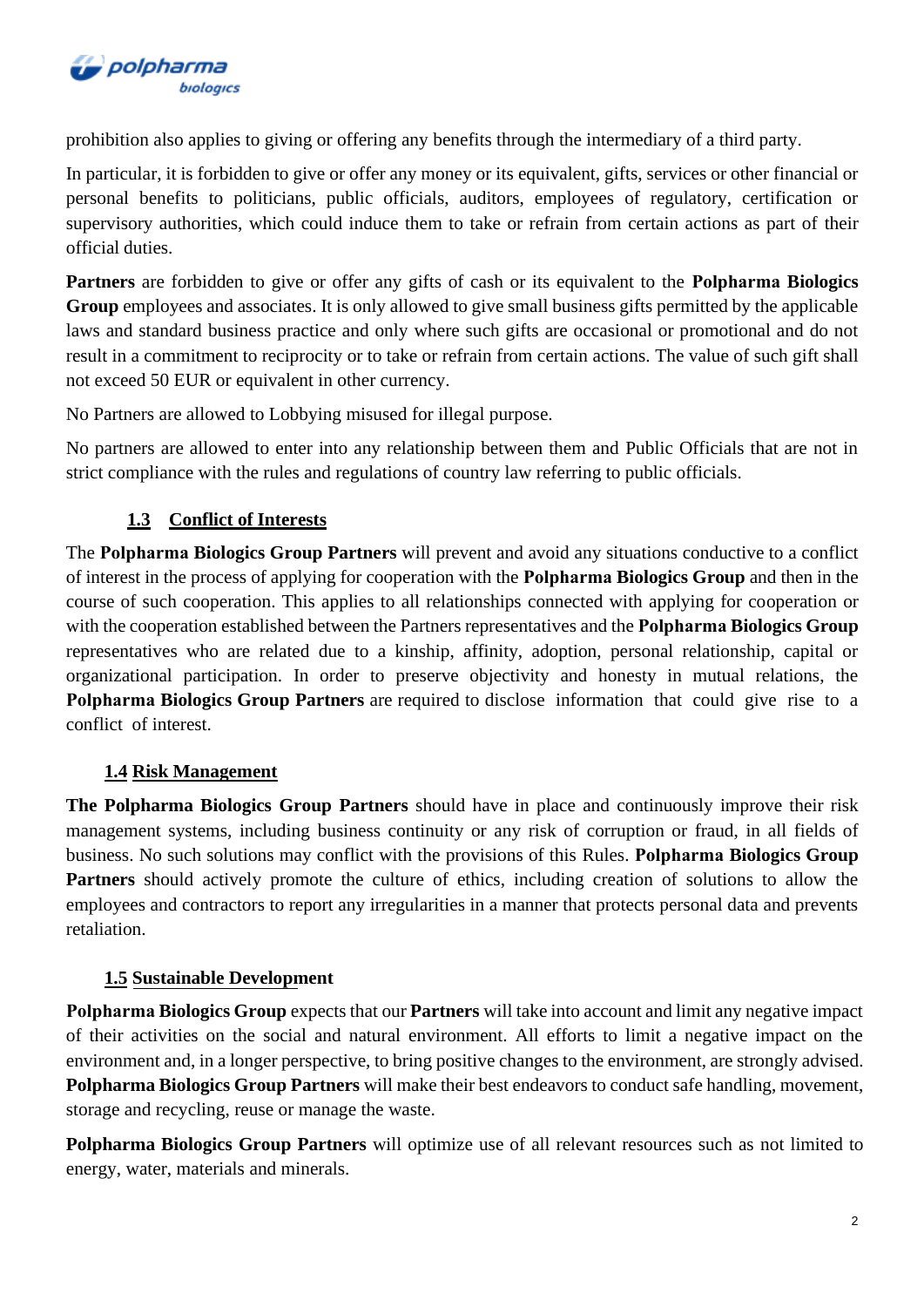prohibition also applies to giving or offering any benefits through the intermediary of a third party.

In particular, it is forbidden to give or offer any money or its equivalent, gifts, services or other financial or personal benefits to politicians, public officials, auditors, employees of regulatory, certification or supervisory authorities, which could induce them to take or refrain from certain actions as part of their official duties.

**Partners** are forbidden to give or offer any gifts of cash or its equivalent to the **Polpharma Biologics Group** employees and associates. It is only allowed to give small business gifts permitted by the applicable laws and standard business practice and only where such gifts are occasional or promotional and do not result in a commitment to reciprocity or to take or refrain from certain actions. The value of such gift shall not exceed 50 EUR or equivalent in other currency.

No Partners are allowed to Lobbying misused for illegal purpose.

No partners are allowed to enter into any relationship between them and Public Officials that are not in strict compliance with the rules and regulations of country law referring to public officials.

### 1.3 Conflict of Interests

The **Polpharma Biologics Group Partners** will prevent and avoid any situations conductive to a conflict of interest in the process of applying for cooperation with the **Polpharma Biologics Group** and then in the course of such cooperation. This applies to all relationships connected with applying for cooperation or with the cooperation established between the Partners representatives and the **Polpharma Biologics Group** representatives who are related due to a kinship, affinity, adoption, personal relationship, capital or organizational participation. In order to preserve objectivity and honesty in mutual relations, the **Polpharma Biologics Group Partners** are required to disclose information that could give rise to a conflict of interest.

### 1.4 Risk Management

**The Polpharma Biologics Group Partners** should have in place and continuously improve their risk management systems, including business continuity or any risk of corruption or fraud, in all fields of business. No such solutions may conflict with the provisions of this Rules. **Polpharma Biologics Group Partners** should actively promote the culture of ethics, including creation of solutions to allow the employees and contractors to report any irregularities in a manner that protects personal data and prevents retaliation.

### 1.5 Sustainable Development

**Polpharma Biologics Group** expects that our **Partners** will take into account and limit any negative impact of their activities on the social and natural environment. All efforts to limit a negative impact on the environment and, in a longer perspective, to bring positive changes to the environment, are strongly advised. **Polpharma Biologics Group Partners** will make their best endeavors to conduct safe handling, movement, storage and recycling, reuse or manage the waste.

**Polpharma Biologics Group Partners** will optimize use of all relevant resources such as not limited to energy, water, materials and minerals.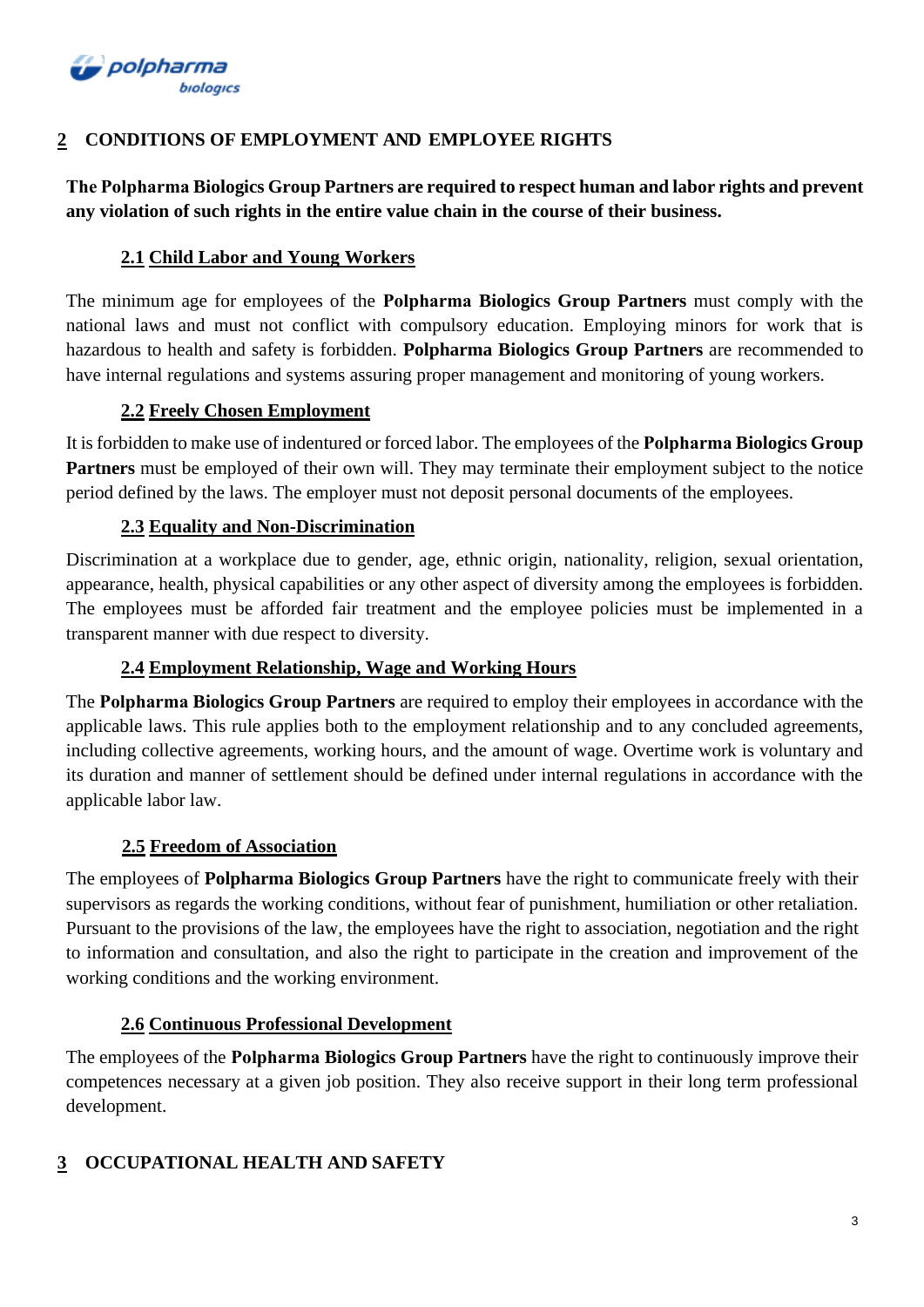## 2 CONDITIONS OF EMPLOYMENT AND EMPLOYEE RIGHTS

**The Polpharma Biologics Group Partners are required to respect human and labor rights and prevent any violation of such rights in the entire value chain in the course of their business.**

### 2.1 Child Labor and Young Workers

The minimum age for employees of the **Polpharma Biologics Group Partners** must comply with the national laws and must not conflict with compulsory education. Employing minors for work that is hazardous to health and safety is forbidden. **Polpharma Biologics Group Partners** are recommended to have internal regulations and systems assuring proper management and monitoring of young workers.

### 2.2 Freely Chosen Employment

It is forbidden to make use of indentured or forced labor. The employees of the **Polpharma Biologics Group Partners** must be employed of their own will. They may terminate their employment subject to the notice period defined by the laws. The employer must not deposit personal documents of the employees.

### 2.3 Equality and Non-Discrimination

Discrimination at a workplace due to gender, age, ethnic origin, nationality, religion, sexual orientation, appearance, health, physical capabilities or any other aspect of diversity among the employees is forbidden. The employees must be afforded fair treatment and the employee policies must be implemented in a transparent manner with due respect to diversity.

### 2.4 Employment Relationship, Wage and Working Hours

The **Polpharma Biologics Group Partners** are required to employ their employees in accordance with the applicable laws. This rule applies both to the employment relationship and to any concluded agreements, including collective agreements, working hours, and the amount of wage. Overtime work is voluntary and its duration and manner of settlement should be defined under internal regulations in accordance with the applicable labor law.

### 2.5 Freedom of Association

The employees of **Polpharma Biologics Group Partners** have the right to communicate freely with their supervisors as regards the working conditions, without fear of punishment, humiliation or other retaliation. Pursuant to the provisions of the law, the employees have the right to association, negotiation and the right to information and consultation, and also the right to participate in the creation and improvement of the working conditions and the working environment.

### 2.6 Continuous Professional Development

The employees of the **Polpharma Biologics Group Partners** have the right to continuously improve their competences necessary at a given job position. They also receive support in their long term professional development.

## 3 OCCUPATIONAL HEALTH AND SAFETY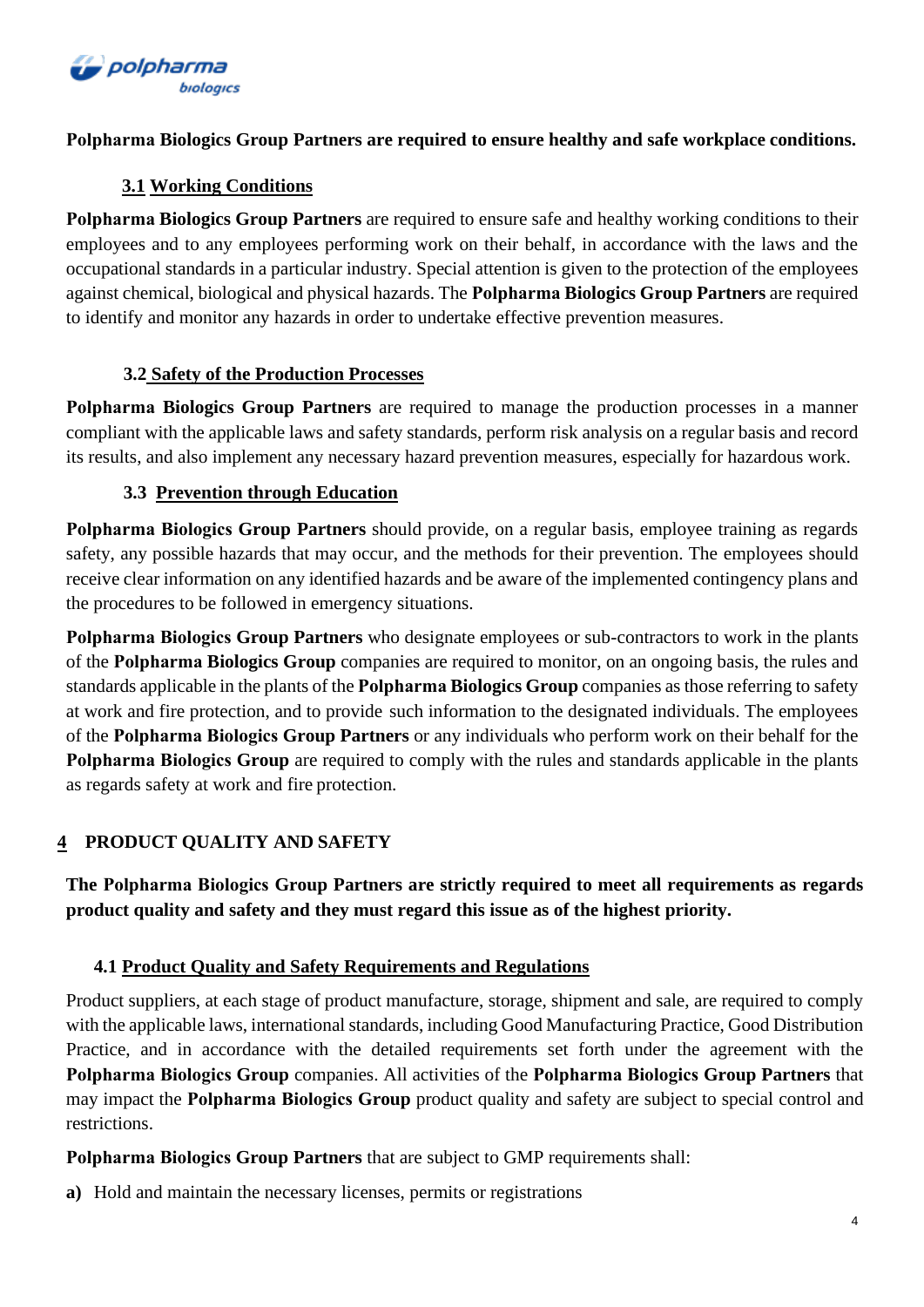**Polpharma Biologics Group Partners are required to ensure healthy and safe workplace conditions.**

### 3.1 Working Conditions

**Polpharma Biologics Group Partners** are required to ensure safe and healthy working conditions to their employees and to any employees performing work on their behalf, in accordance with the laws and the occupational standards in a particular industry. Special attention is given to the protection of the employees against chemical, biological and physical hazards. The **Polpharma Biologics Group Partners** are required to identify and monitor any hazards in order to undertake effective prevention measures.

### 3.2 Safety of the Production Processes

**Polpharma Biologics Group Partners** are required to manage the production processes in a manner compliant with the applicable laws and safety standards, perform risk analysis on a regular basis and record its results, and also implement any necessary hazard prevention measures, especially for hazardous work.

### 3.3 Prevention through Education

**Polpharma Biologics Group Partners** should provide, on a regular basis, employee training as regards safety, any possible hazards that may occur, and the methods for their prevention. The employees should receive clear information on any identified hazards and be aware of the implemented contingency plans and the procedures to be followed in emergency situations.

**Polpharma Biologics Group Partners** who designate employees or sub-contractors to work in the plants of the **Polpharma Biologics Group** companies are required to monitor, on an ongoing basis, the rules and standards applicable in the plants of the **Polpharma Biologics Group** companies as those referring to safety at work and fire protection, and to provide such information to the designated individuals. The employees of the **Polpharma Biologics Group Partners** or any individuals who perform work on their behalf for the **Polpharma Biologics Group** are required to comply with the rules and standards applicable in the plants as regards safety at work and fire protection.

## 4 PRODUCT QUALITY AND SAFETY

**The Polpharma Biologics Group Partners are strictly required to meet all requirements as regards product quality and safety and they must regard this issue as of the highest priority.**

### 4.1 Product Quality and Safety Requirements and Regulations

Product suppliers, at each stage of product manufacture, storage, shipment and sale, are required to comply with the applicable laws, international standards, including Good Manufacturing Practice, Good Distribution Practice, and in accordance with the detailed requirements set forth under the agreement with the **Polpharma Biologics Group** companies. All activities of the **Polpharma Biologics Group Partners** that may impact the **Polpharma Biologics Group** product quality and safety are subject to special control and restrictions.

**Polpharma Biologics Group Partners** that are subject to GMP requirements shall:

**a)** Hold and maintain the necessary licenses, permits or registrations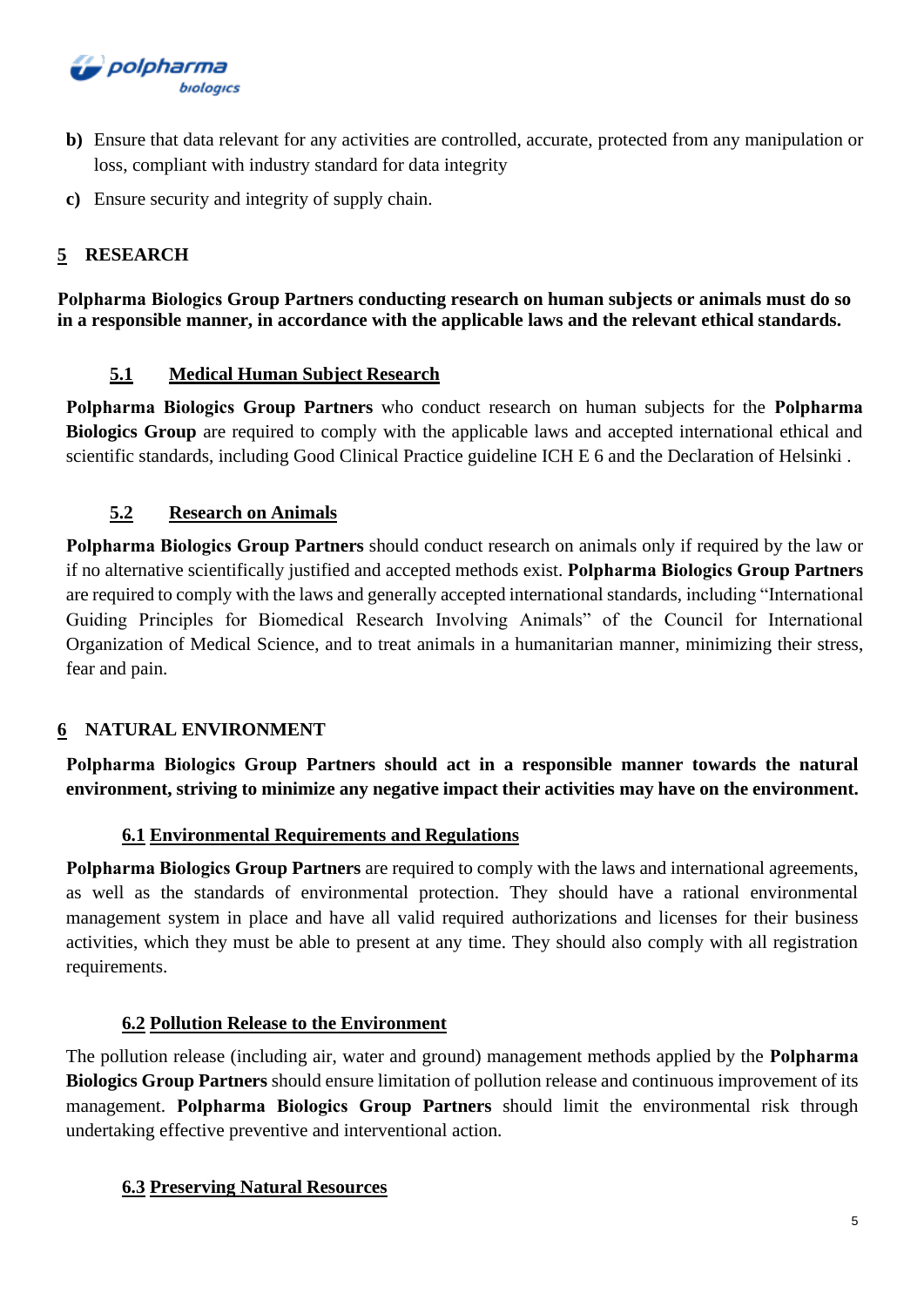**b)** Ensure that data relevant for any activities are controlled, accurate, protected from any manipulation or loss, compliant with industry standard for data integrity

**c)** Ensure security and integrity of supply chain.

## 5 RESEARCH

**Polpharma Biologics Group Partners conducting research on human subjects or animals must do so in a responsible manner, in accordance with the applicable laws and the relevant ethical standards.**

### 5.1 Medical Human Subject Research

**Polpharma Biologics Group Partners** who conduct research on human subjects for the **Polpharma Biologics Group** are required to comply with the applicable laws and accepted international ethical and scientific standards, including Good Clinical Practice guideline ICH E 6 and the Declaration of Helsinki .

### 5.2 Research on Animals

**Polpharma Biologics Group Partners** should conduct research on animals only if required by the law or if no alternative scientifically justified and accepted methods exist. **Polpharma Biologics Group Partners** are required to comply with the laws and generally accepted international standards, including "International Guiding Principles for Biomedical Research Involving Animals" of the Council for International Organization of Medical Science, and to treat animals in a humanitarian manner, minimizing their stress, fear and pain.

## 6 NATURAL ENVIRONMENT

**Polpharma Biologics Group Partners should act in a responsible manner towards the natural environment, striving to minimize any negative impact their activities may have on the environment.**

### 6.1 Environmental Requirements and Regulations

**Polpharma Biologics Group Partners** are required to comply with the laws and international agreements, as well as the standards of environmental protection. They should have a rational environmental management system in place and have all valid required authorizations and licenses for their business activities, which they must be able to present at any time. They should also comply with all registration requirements.

### 6.2 Pollution Release to the Environment

The pollution release (including air, water and ground) management methods applied by the **Polpharma Biologics Group Partners** should ensure limitation of pollution release and continuous improvement of its management. **Polpharma Biologics Group Partners** should limit the environmental risk through undertaking effective preventive and interventional action.

### 6.3 Preserving Natural Resources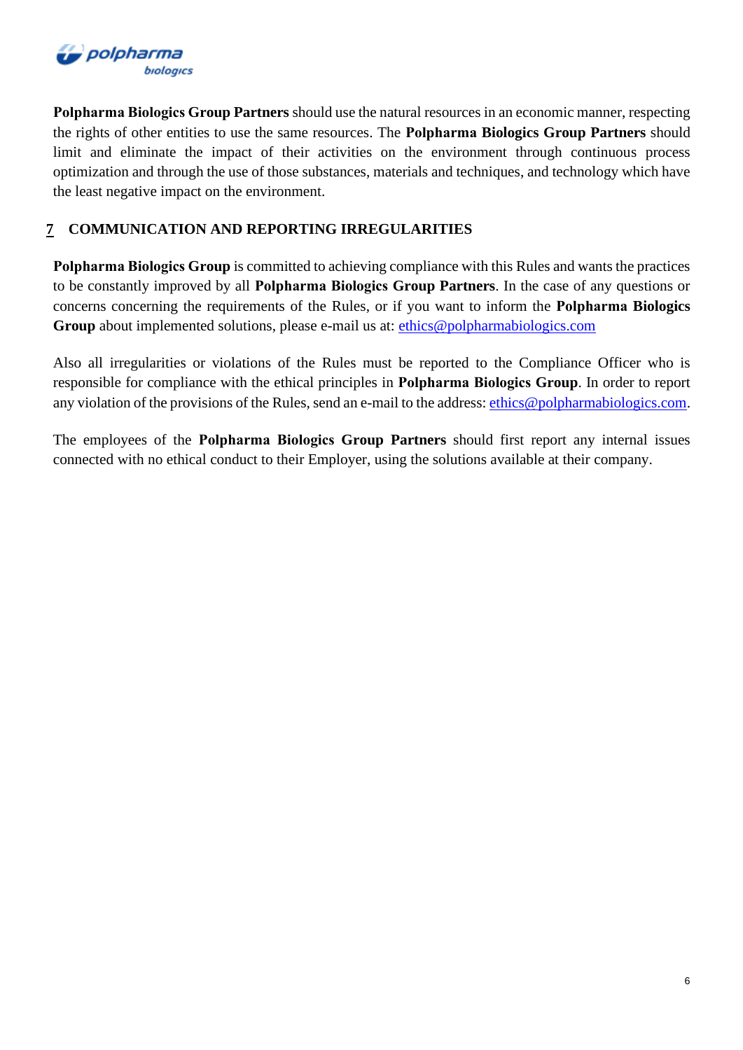**Polpharma Biologics Group Partners** should use the natural resources in an economic manner, respecting the rights of other entities to use the same resources. The **Polpharma Biologics Group Partners** should limit and eliminate the impact of their activities on the environment through continuous process optimization and through the use of those substances, materials and techniques, and technology which have the least negative impact on the environment.

## 7 COMMUNICATION AND REPORTING IRREGULARITIES

**Polpharma Biologics Group** is committed to achieving compliance with this Rules and wants the practices to be constantly improved by all **Polpharma Biologics Group Partners**. In the case of any questions or concerns concerning the requirements of the Rules, or if you want to inform the **Polpharma Biologics Group** about implemented solutions, please e-mail us at: ethics@polpharmabiologics.com

Also all irregularities or violations of the Rules must be reported to the Compliance Officer who is responsible for compliance with the ethical principles in **Polpharma Biologics Group**. In order to report any violation of the provisions of the Rules, send an e-mail to the address: ethics@polpharmabiologics.com.

The employees of the **Polpharma Biologics Group Partners** should first report any internal issues connected with no ethical conduct to their Employer, using the solutions available at their company.